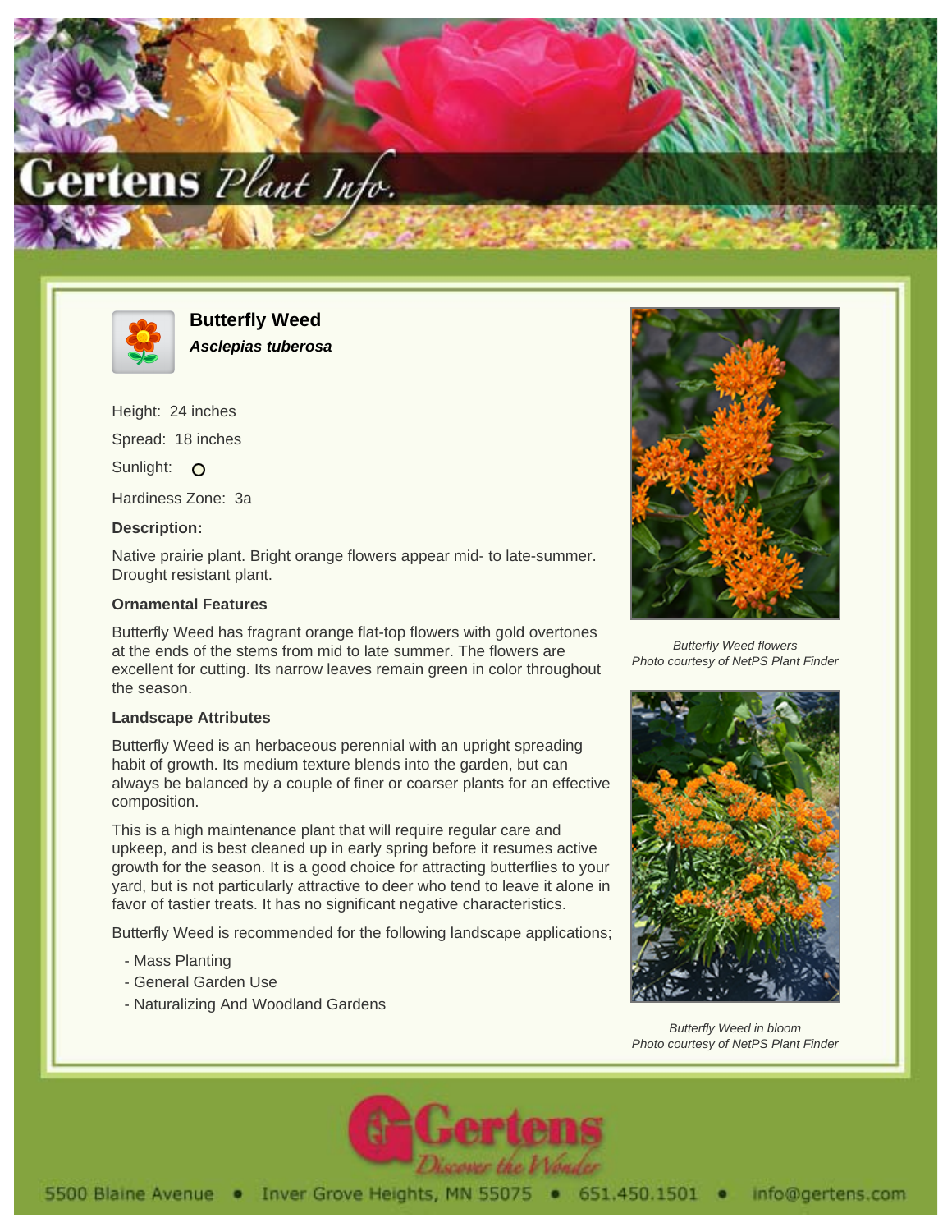# Butterfly Weed

***Asclepias tuberosa***

Height: 24 inches

Spread: 18 inches

Sunlight: O

Hardiness Zone: 3a

### Description:

Native prairie plant. Bright orange flowers appear mid- to late-summer. Drought resistant plant.

### Ornamental Features

Butterfly Weed has fragrant orange flat-top flowers with gold overtones at the ends of the stems from mid to late summer. The flowers are excellent for cutting. Its narrow leaves remain green in color throughout the season.

### Landscape Attributes

Butterfly Weed is an herbaceous perennial with an upright spreading habit of growth. Its medium texture blends into the garden, but can always be balanced by a couple of finer or coarser plants for an effective composition.

This is a high maintenance plant that will require regular care and upkeep, and is best cleaned up in early spring before it resumes active growth for the season. It is a good choice for attracting butterflies to your yard, but is not particularly attractive to deer who tend to leave it alone in favor of tastier treats. It has no significant negative characteristics.

Butterfly Weed is recommended for the following landscape applications;

- Mass Planting
- General Garden Use
- Naturalizing And Woodland Gardens

*Butterfly Weed flowers*
*Photo courtesy of NetPS Plant Finder*

*Butterfly Weed in bloom*
*Photo courtesy of NetPS Plant Finder*

5500 Blaine Avenue • Inver Grove Heights, MN 55075 • 651.450.1501 • info@gertens.com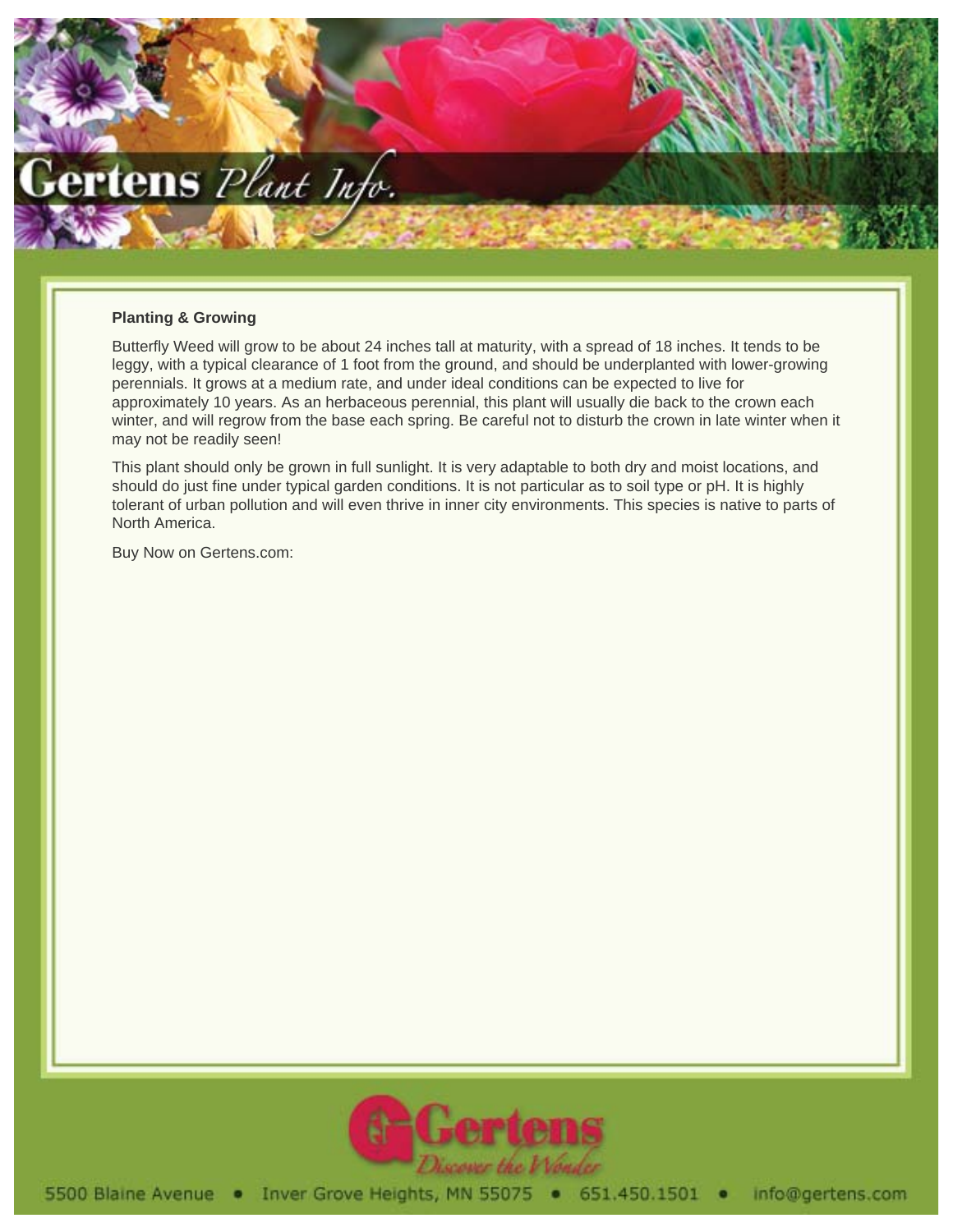## Planting & Growing

Butterfly Weed will grow to be about 24 inches tall at maturity, with a spread of 18 inches. It tends to be leggy, with a typical clearance of 1 foot from the ground, and should be underplanted with lower-growing perennials. It grows at a medium rate, and under ideal conditions can be expected to live for approximately 10 years. As an herbaceous perennial, this plant will usually die back to the crown each winter, and will regrow from the base each spring. Be careful not to disturb the crown in late winter when it may not be readily seen!

This plant should only be grown in full sunlight. It is very adaptable to both dry and moist locations, and should do just fine under typical garden conditions. It is not particular as to soil type or pH. It is highly tolerant of urban pollution and will even thrive in inner city environments. This species is native to parts of North America.

Buy Now on Gertens.com: